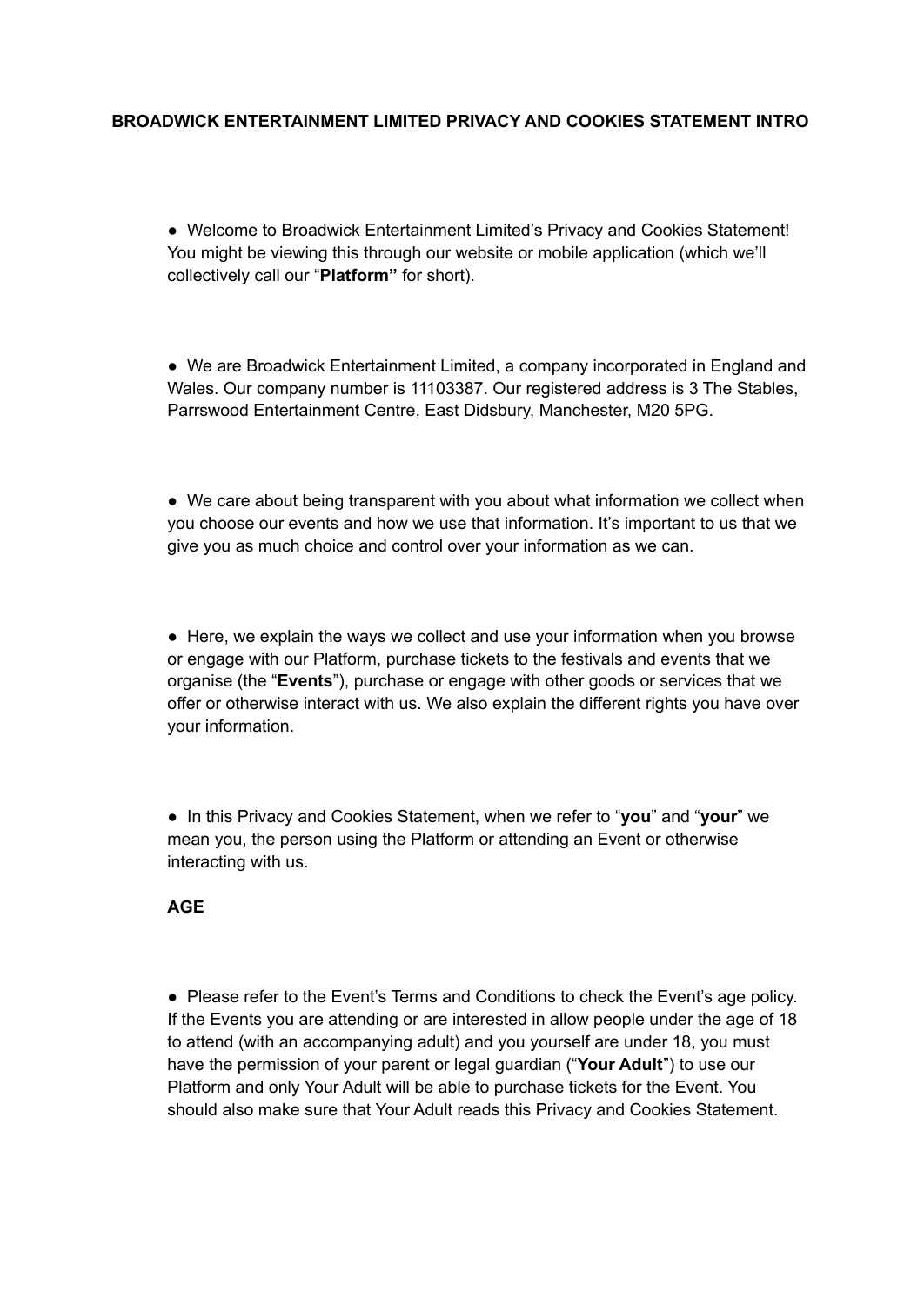# BROADWICK ENTERTAINMENT LIMITED PRIVACY AND COOKIES STATEMENT INTRO

- Welcome to Broadwick Entertainment Limited's Privacy and Cookies Statement! You might be viewing this through our website or mobile application (which we'll collectively call our "**Platform"** for short).

- We are Broadwick Entertainment Limited, a company incorporated in England and Wales. Our company number is 11103387. Our registered address is 3 The Stables, Parrswood Entertainment Centre, East Didsbury, Manchester, M20 5PG.

- We care about being transparent with you about what information we collect when you choose our events and how we use that information. It's important to us that we give you as much choice and control over your information as we can.

- Here, we explain the ways we collect and use your information when you browse or engage with our Platform, purchase tickets to the festivals and events that we organise (the "**Events**"), purchase or engage with other goods or services that we offer or otherwise interact with us. We also explain the different rights you have over your information.

- In this Privacy and Cookies Statement, when we refer to "**you**" and "**your**" we mean you, the person using the Platform or attending an Event or otherwise interacting with us.

## AGE

- Please refer to the Event's Terms and Conditions to check the Event's age policy. If the Events you are attending or are interested in allow people under the age of 18 to attend (with an accompanying adult) and you yourself are under 18, you must have the permission of your parent or legal guardian ("**Your Adult**") to use our Platform and only Your Adult will be able to purchase tickets for the Event. You should also make sure that Your Adult reads this Privacy and Cookies Statement.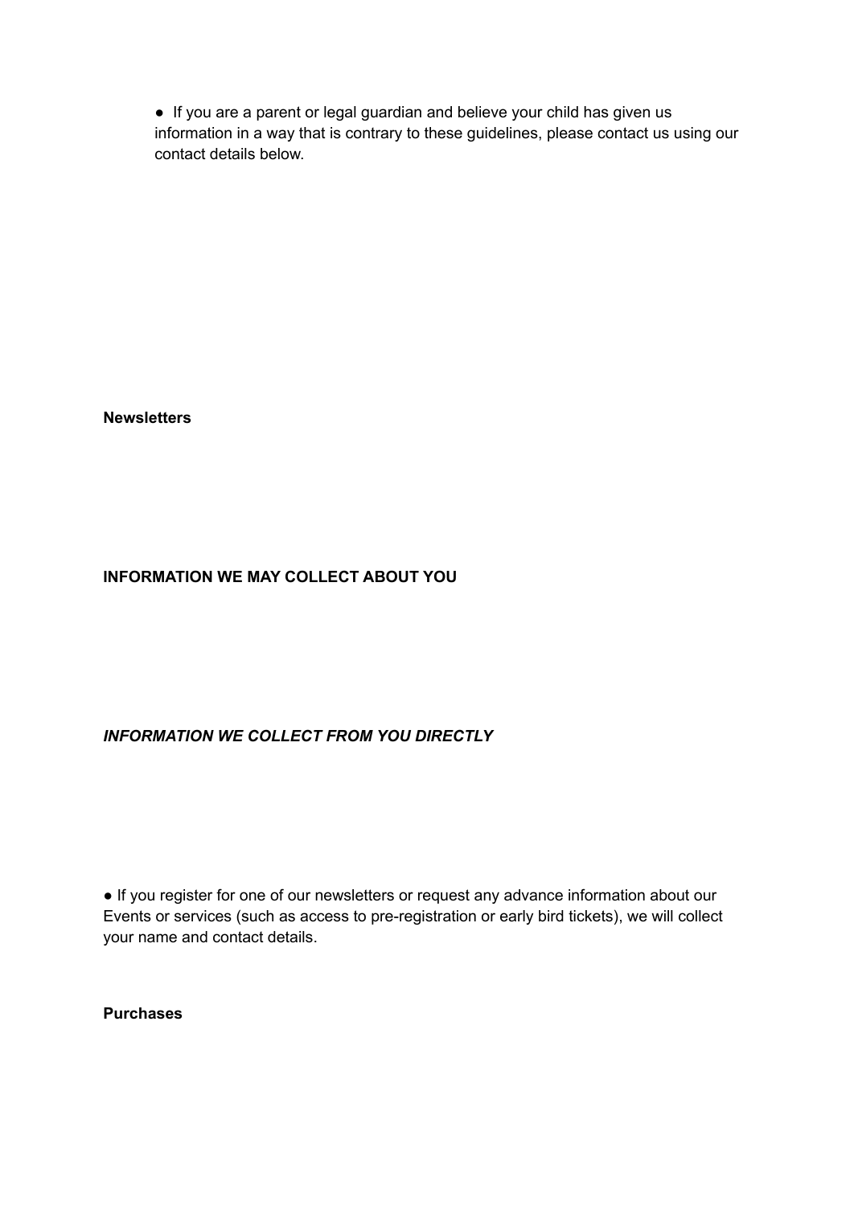- If you are a parent or legal guardian and believe your child has given us information in a way that is contrary to these guidelines, please contact us using our contact details below.

**Newsletters**

**INFORMATION WE MAY COLLECT ABOUT YOU**

***INFORMATION WE COLLECT FROM YOU DIRECTLY***

- If you register for one of our newsletters or request any advance information about our Events or services (such as access to pre-registration or early bird tickets), we will collect your name and contact details.

**Purchases**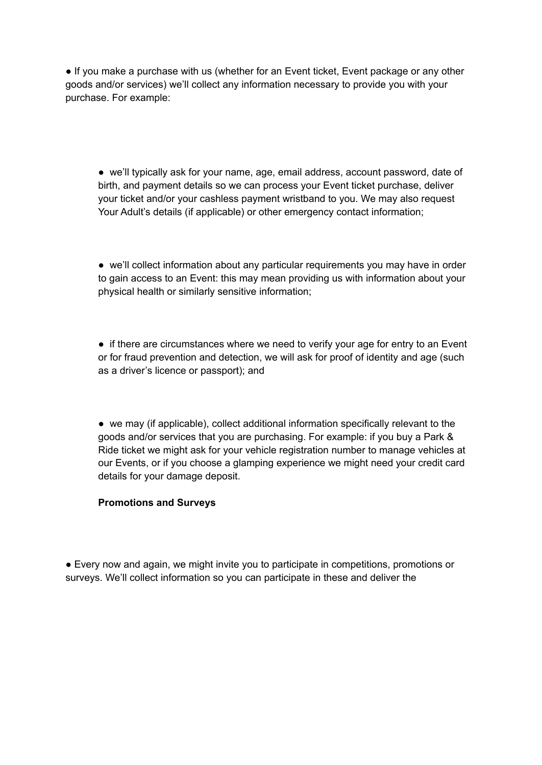- If you make a purchase with us (whether for an Event ticket, Event package or any other goods and/or services) we'll collect any information necessary to provide you with your purchase. For example:

  - we'll typically ask for your name, age, email address, account password, date of birth, and payment details so we can process your Event ticket purchase, deliver your ticket and/or your cashless payment wristband to you. We may also request Your Adult's details (if applicable) or other emergency contact information;

  - we'll collect information about any particular requirements you may have in order to gain access to an Event: this may mean providing us with information about your physical health or similarly sensitive information;

  - if there are circumstances where we need to verify your age for entry to an Event or for fraud prevention and detection, we will ask for proof of identity and age (such as a driver's licence or passport); and

  - we may (if applicable), collect additional information specifically relevant to the goods and/or services that you are purchasing. For example: if you buy a Park & Ride ticket we might ask for your vehicle registration number to manage vehicles at our Events, or if you choose a glamping experience we might need your credit card details for your damage deposit.

**Promotions and Surveys**

- Every now and again, we might invite you to participate in competitions, promotions or surveys. We'll collect information so you can participate in these and deliver the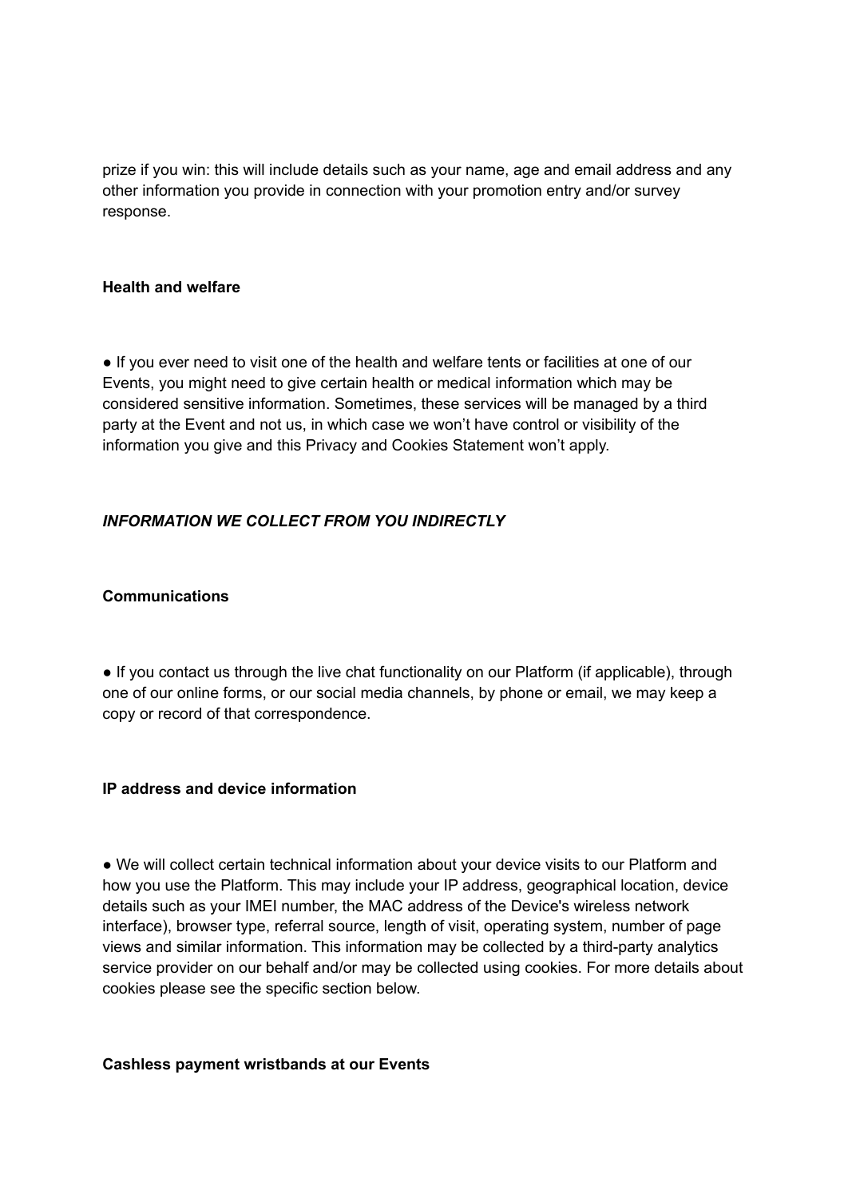prize if you win: this will include details such as your name, age and email address and any other information you provide in connection with your promotion entry and/or survey response.

**Health and welfare**

● If you ever need to visit one of the health and welfare tents or facilities at one of our Events, you might need to give certain health or medical information which may be considered sensitive information. Sometimes, these services will be managed by a third party at the Event and not us, in which case we won't have control or visibility of the information you give and this Privacy and Cookies Statement won't apply.

***INFORMATION WE COLLECT FROM YOU INDIRECTLY***

**Communications**

● If you contact us through the live chat functionality on our Platform (if applicable), through one of our online forms, or our social media channels, by phone or email, we may keep a copy or record of that correspondence.

**IP address and device information**

● We will collect certain technical information about your device visits to our Platform and how you use the Platform. This may include your IP address, geographical location, device details such as your IMEI number, the MAC address of the Device's wireless network interface), browser type, referral source, length of visit, operating system, number of page views and similar information. This information may be collected by a third-party analytics service provider on our behalf and/or may be collected using cookies. For more details about cookies please see the specific section below.

**Cashless payment wristbands at our Events**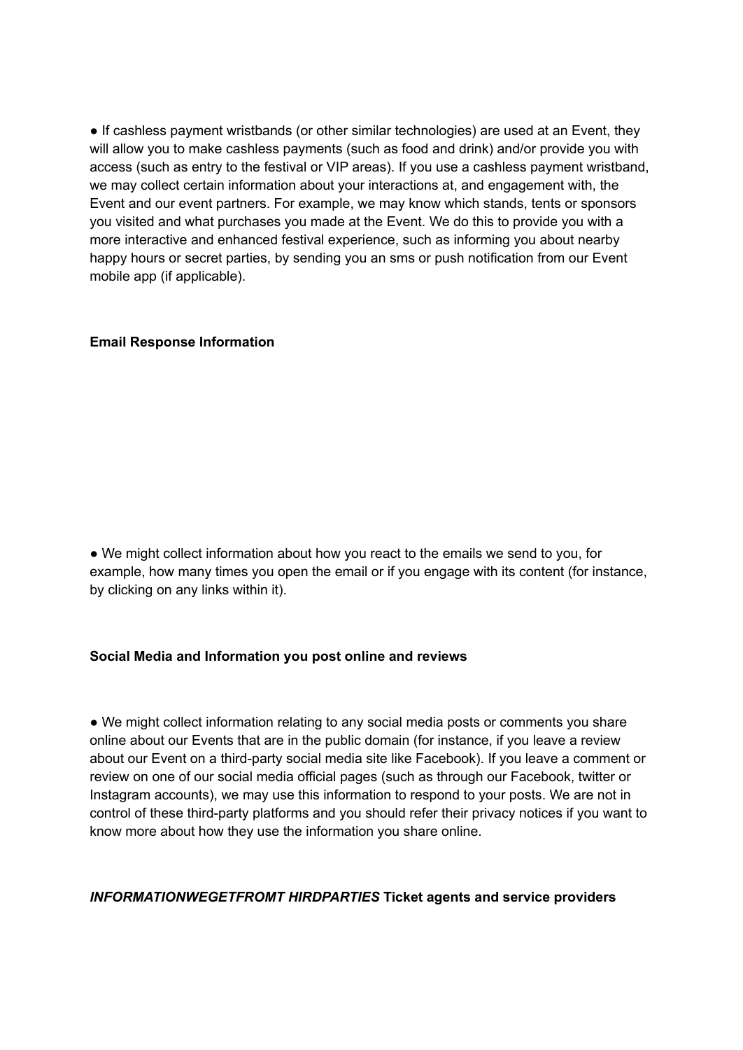● If cashless payment wristbands (or other similar technologies) are used at an Event, they will allow you to make cashless payments (such as food and drink) and/or provide you with access (such as entry to the festival or VIP areas). If you use a cashless payment wristband, we may collect certain information about your interactions at, and engagement with, the Event and our event partners. For example, we may know which stands, tents or sponsors you visited and what purchases you made at the Event. We do this to provide you with a more interactive and enhanced festival experience, such as informing you about nearby happy hours or secret parties, by sending you an sms or push notification from our Event mobile app (if applicable).

**Email Response Information**

● We might collect information about how you react to the emails we send to you, for example, how many times you open the email or if you engage with its content (for instance, by clicking on any links within it).

**Social Media and Information you post online and reviews**

● We might collect information relating to any social media posts or comments you share online about our Events that are in the public domain (for instance, if you leave a review about our Event on a third-party social media site like Facebook). If you leave a comment or review on one of our social media official pages (such as through our Facebook, twitter or Instagram accounts), we may use this information to respond to your posts. We are not in control of these third-party platforms and you should refer their privacy notices if you want to know more about how they use the information you share online.

***INFORMATIONWEGETFROMT HIRDPARTIES*** **Ticket agents and service providers**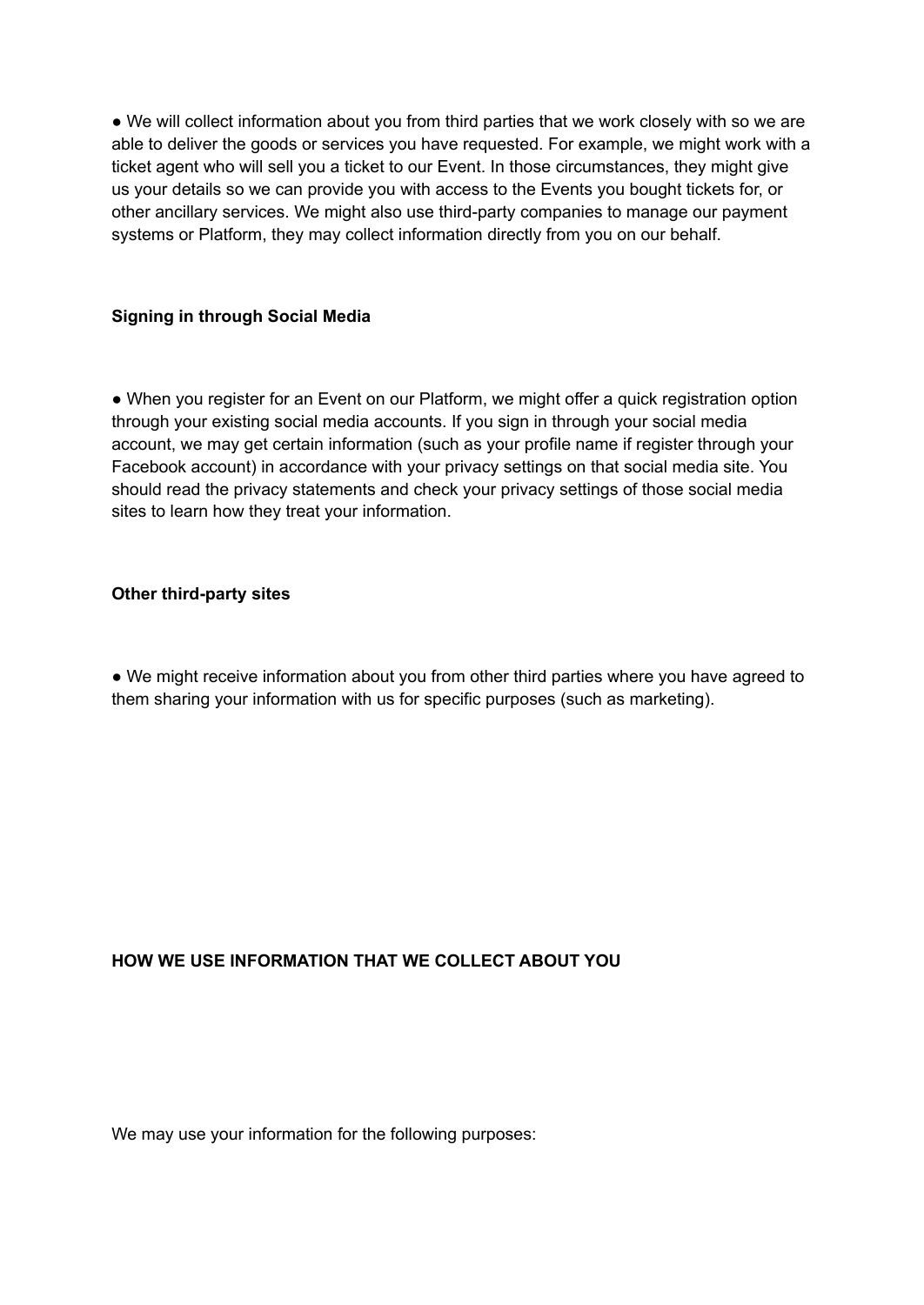- We will collect information about you from third parties that we work closely with so we are able to deliver the goods or services you have requested. For example, we might work with a ticket agent who will sell you a ticket to our Event. In those circumstances, they might give us your details so we can provide you with access to the Events you bought tickets for, or other ancillary services. We might also use third-party companies to manage our payment systems or Platform, they may collect information directly from you on our behalf.

**Signing in through Social Media**

- When you register for an Event on our Platform, we might offer a quick registration option through your existing social media accounts. If you sign in through your social media account, we may get certain information (such as your profile name if register through your Facebook account) in accordance with your privacy settings on that social media site. You should read the privacy statements and check your privacy settings of those social media sites to learn how they treat your information.

**Other third-party sites**

- We might receive information about you from other third parties where you have agreed to them sharing your information with us for specific purposes (such as marketing).

**HOW WE USE INFORMATION THAT WE COLLECT ABOUT YOU**

We may use your information for the following purposes: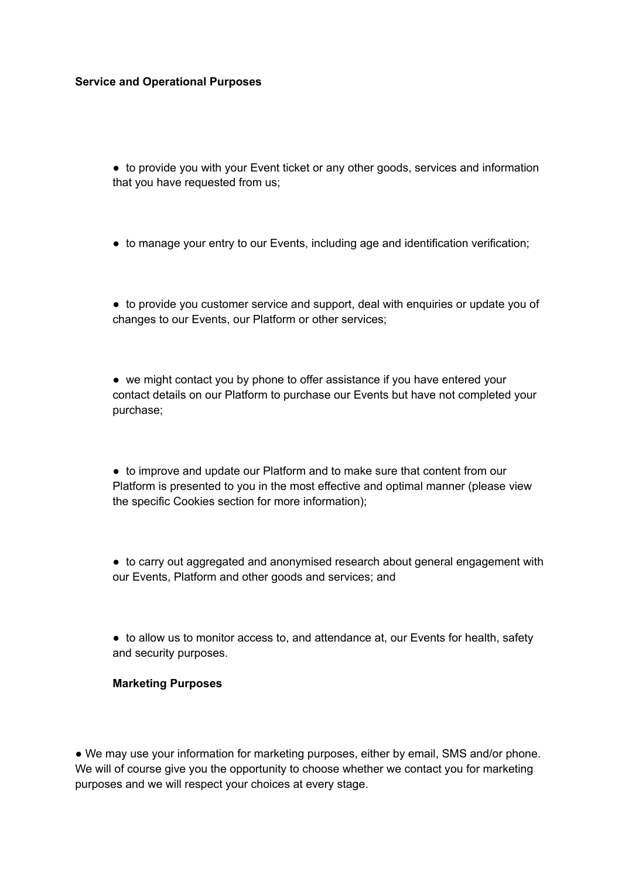**Service and Operational Purposes**

- to provide you with your Event ticket or any other goods, services and information that you have requested from us;
- to manage your entry to our Events, including age and identification verification;
- to provide you customer service and support, deal with enquiries or update you of changes to our Events, our Platform or other services;
- we might contact you by phone to offer assistance if you have entered your contact details on our Platform to purchase our Events but have not completed your purchase;
- to improve and update our Platform and to make sure that content from our Platform is presented to you in the most effective and optimal manner (please view the specific Cookies section for more information);
- to carry out aggregated and anonymised research about general engagement with our Events, Platform and other goods and services; and
- to allow us to monitor access to, and attendance at, our Events for health, safety and security purposes.

**Marketing Purposes**

- We may use your information for marketing purposes, either by email, SMS and/or phone. We will of course give you the opportunity to choose whether we contact you for marketing purposes and we will respect your choices at every stage.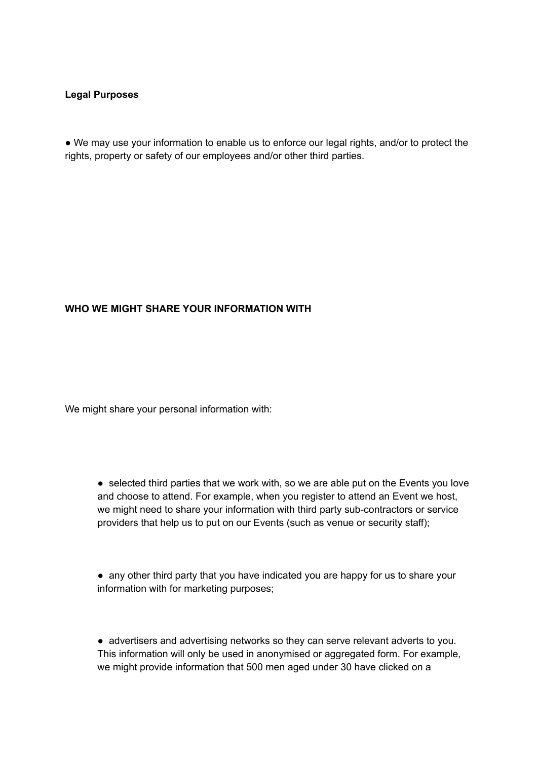**Legal Purposes**

- We may use your information to enable us to enforce our legal rights, and/or to protect the rights, property or safety of our employees and/or other third parties.

**WHO WE MIGHT SHARE YOUR INFORMATION WITH**

We might share your personal information with:

- selected third parties that we work with, so we are able put on the Events you love and choose to attend. For example, when you register to attend an Event we host, we might need to share your information with third party sub-contractors or service providers that help us to put on our Events (such as venue or security staff);

- any other third party that you have indicated you are happy for us to share your information with for marketing purposes;

- advertisers and advertising networks so they can serve relevant adverts to you. This information will only be used in anonymised or aggregated form. For example, we might provide information that 500 men aged under 30 have clicked on a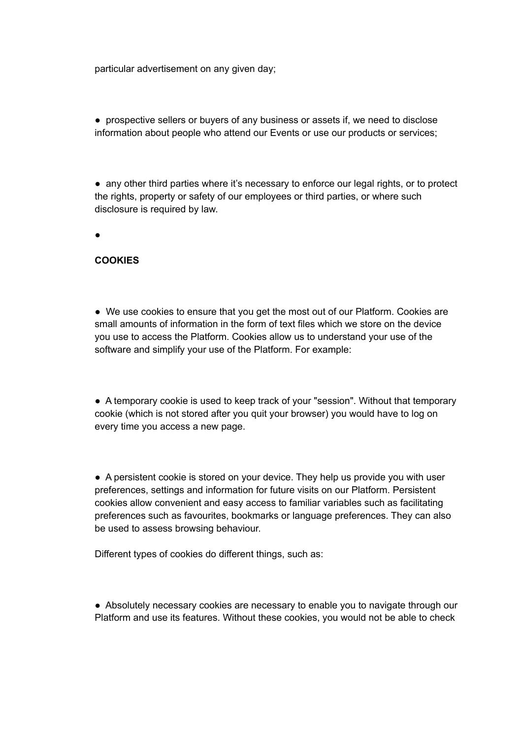particular advertisement on any given day;

- prospective sellers or buyers of any business or assets if, we need to disclose information about people who attend our Events or use our products or services;

- any other third parties where it's necessary to enforce our legal rights, or to protect the rights, property or safety of our employees or third parties, or where such disclosure is required by law.

- 

**COOKIES**

- We use cookies to ensure that you get the most out of our Platform. Cookies are small amounts of information in the form of text files which we store on the device you use to access the Platform. Cookies allow us to understand your use of the software and simplify your use of the Platform. For example:

- A temporary cookie is used to keep track of your "session". Without that temporary cookie (which is not stored after you quit your browser) you would have to log on every time you access a new page.

- A persistent cookie is stored on your device. They help us provide you with user preferences, settings and information for future visits on our Platform. Persistent cookies allow convenient and easy access to familiar variables such as facilitating preferences such as favourites, bookmarks or language preferences. They can also be used to assess browsing behaviour.

Different types of cookies do different things, such as:

- Absolutely necessary cookies are necessary to enable you to navigate through our Platform and use its features. Without these cookies, you would not be able to check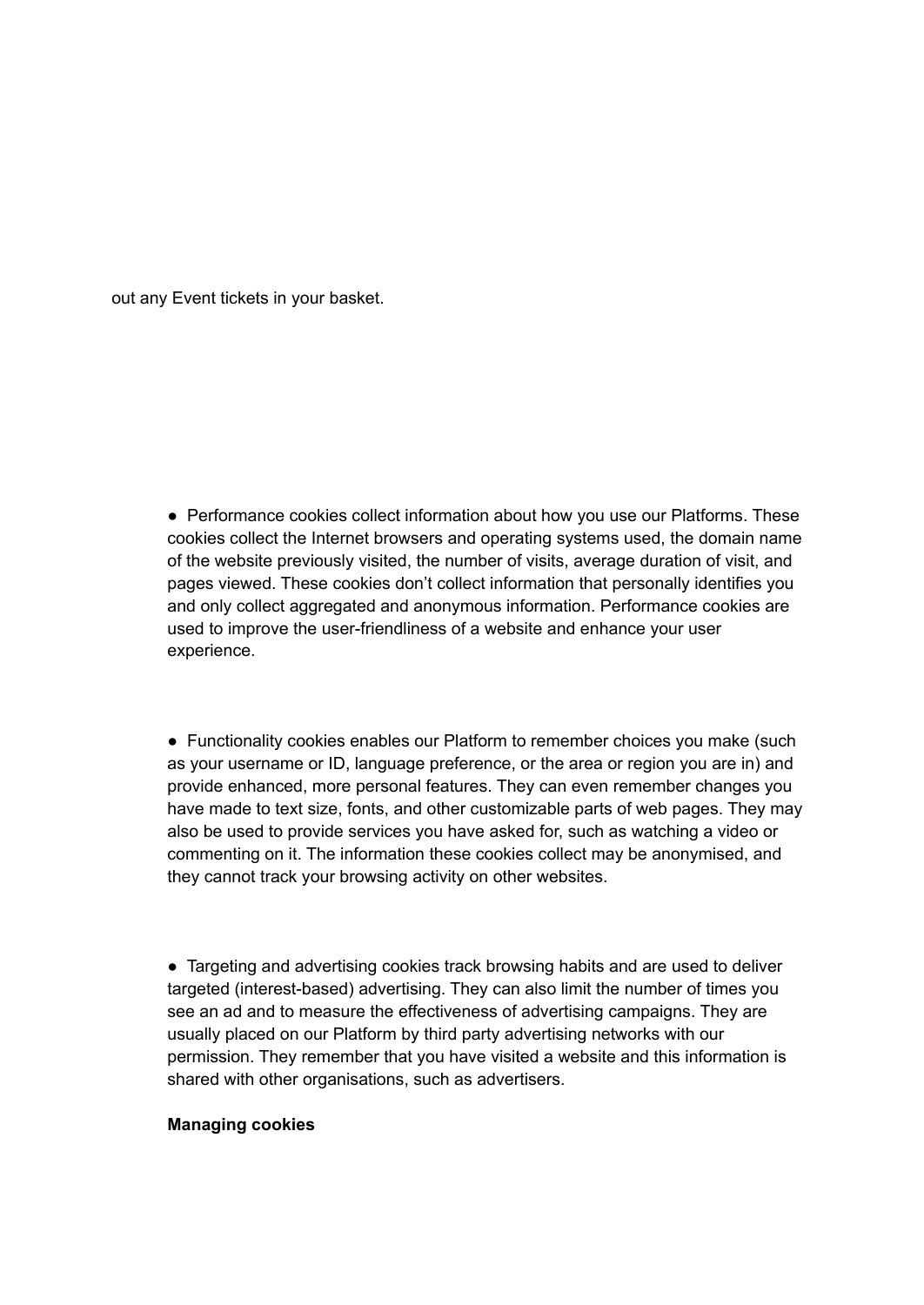out any Event tickets in your basket.

- Performance cookies collect information about how you use our Platforms. These cookies collect the Internet browsers and operating systems used, the domain name of the website previously visited, the number of visits, average duration of visit, and pages viewed. These cookies don't collect information that personally identifies you and only collect aggregated and anonymous information. Performance cookies are used to improve the user-friendliness of a website and enhance your user experience.

- Functionality cookies enables our Platform to remember choices you make (such as your username or ID, language preference, or the area or region you are in) and provide enhanced, more personal features. They can even remember changes you have made to text size, fonts, and other customizable parts of web pages. They may also be used to provide services you have asked for, such as watching a video or commenting on it. The information these cookies collect may be anonymised, and they cannot track your browsing activity on other websites.

- Targeting and advertising cookies track browsing habits and are used to deliver targeted (interest-based) advertising. They can also limit the number of times you see an ad and to measure the effectiveness of advertising campaigns. They are usually placed on our Platform by third party advertising networks with our permission. They remember that you have visited a website and this information is shared with other organisations, such as advertisers.

**Managing cookies**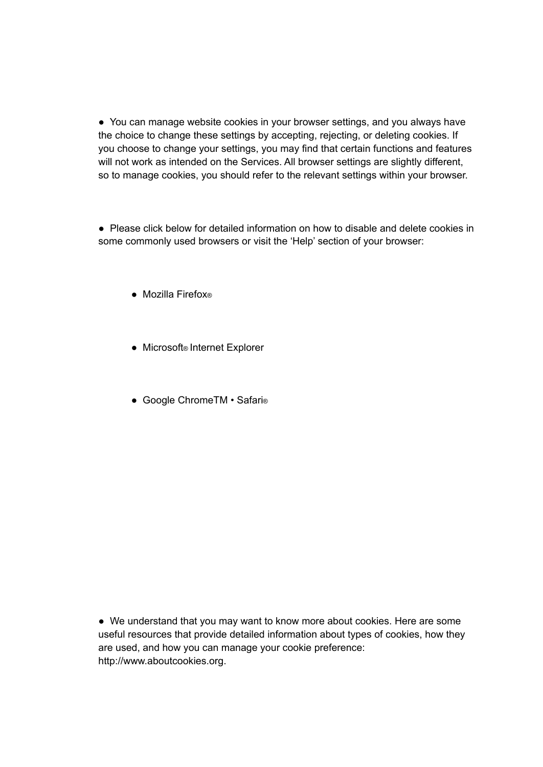- You can manage website cookies in your browser settings, and you always have the choice to change these settings by accepting, rejecting, or deleting cookies. If you choose to change your settings, you may find that certain functions and features will not work as intended on the Services. All browser settings are slightly different, so to manage cookies, you should refer to the relevant settings within your browser.

- Please click below for detailed information on how to disable and delete cookies in some commonly used browsers or visit the 'Help' section of your browser:

  - Mozilla Firefox®

  - Microsoft® Internet Explorer

  - Google ChromeTM • Safari®

- We understand that you may want to know more about cookies. Here are some useful resources that provide detailed information about types of cookies, how they are used, and how you can manage your cookie preference: http://www.aboutcookies.org.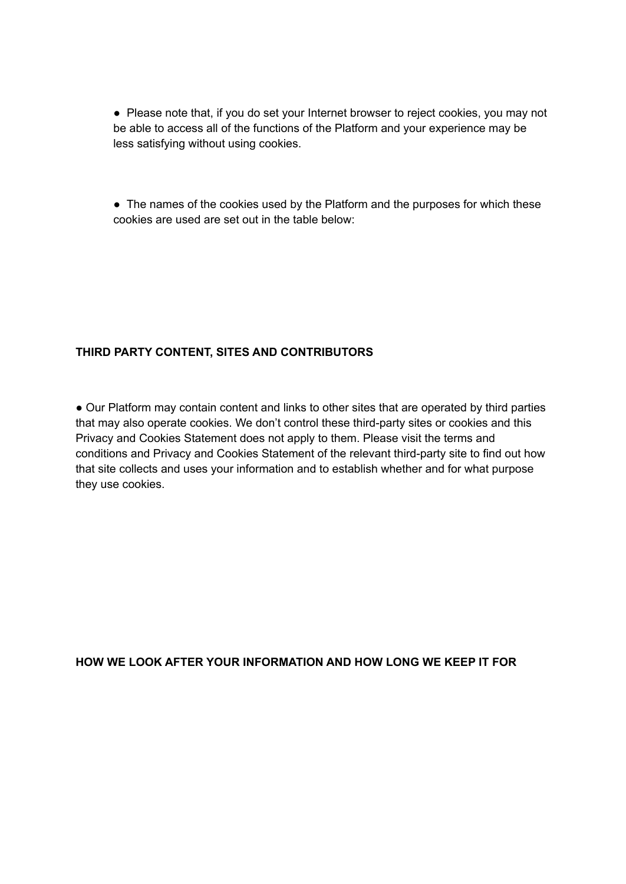- Please note that, if you do set your Internet browser to reject cookies, you may not be able to access all of the functions of the Platform and your experience may be less satisfying without using cookies.

- The names of the cookies used by the Platform and the purposes for which these cookies are used are set out in the table below:

**THIRD PARTY CONTENT, SITES AND CONTRIBUTORS**

- Our Platform may contain content and links to other sites that are operated by third parties that may also operate cookies. We don't control these third-party sites or cookies and this Privacy and Cookies Statement does not apply to them. Please visit the terms and conditions and Privacy and Cookies Statement of the relevant third-party site to find out how that site collects and uses your information and to establish whether and for what purpose they use cookies.

**HOW WE LOOK AFTER YOUR INFORMATION AND HOW LONG WE KEEP IT FOR**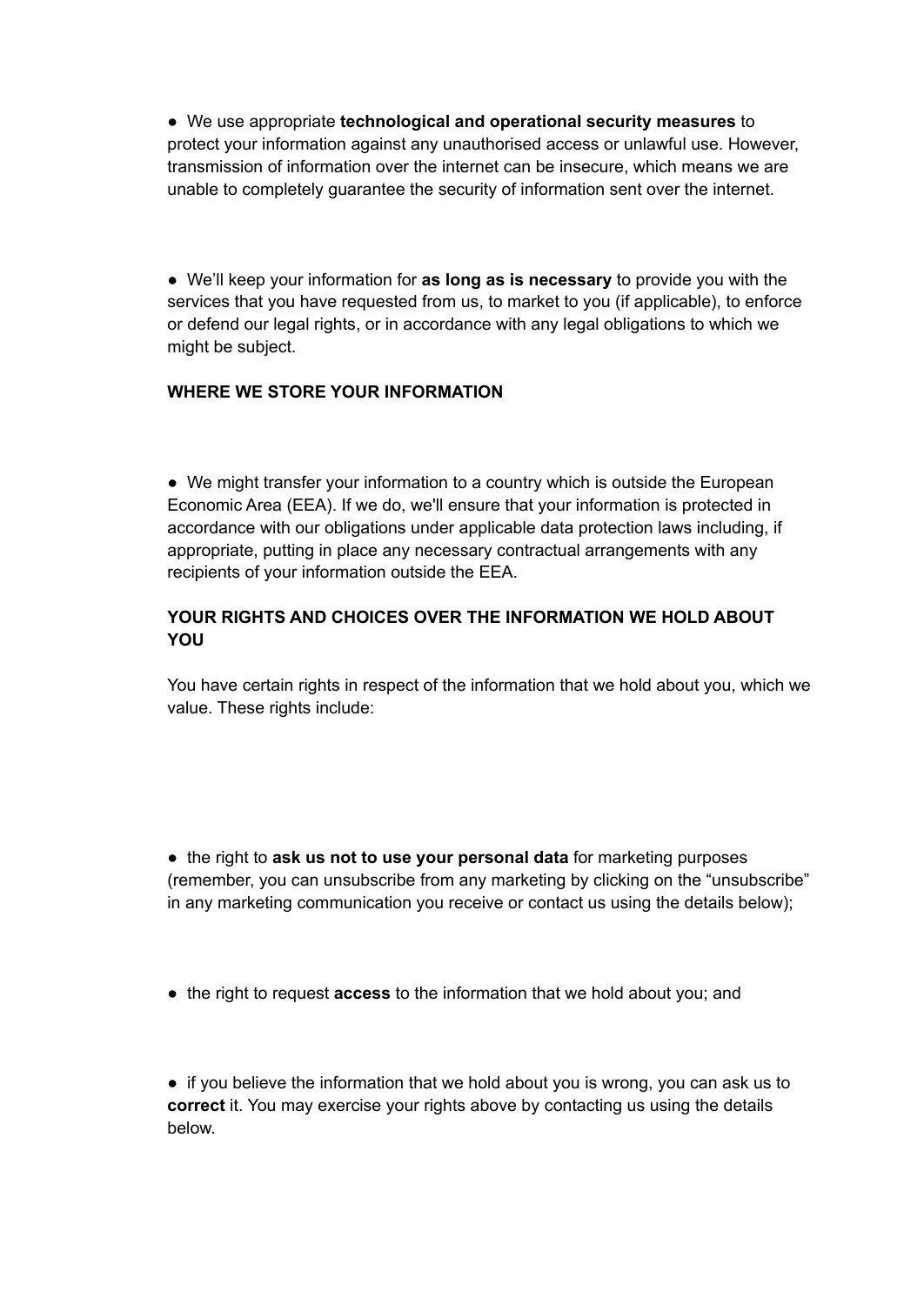- We use appropriate **technological and operational security measures** to protect your information against any unauthorised access or unlawful use. However, transmission of information over the internet can be insecure, which means we are unable to completely guarantee the security of information sent over the internet.

- We'll keep your information for **as long as is necessary** to provide you with the services that you have requested from us, to market to you (if applicable), to enforce or defend our legal rights, or in accordance with any legal obligations to which we might be subject.

**WHERE WE STORE YOUR INFORMATION**

- We might transfer your information to a country which is outside the European Economic Area (EEA). If we do, we'll ensure that your information is protected in accordance with our obligations under applicable data protection laws including, if appropriate, putting in place any necessary contractual arrangements with any recipients of your information outside the EEA.

**YOUR RIGHTS AND CHOICES OVER THE INFORMATION WE HOLD ABOUT YOU**

You have certain rights in respect of the information that we hold about you, which we value. These rights include:

- the right to **ask us not to use your personal data** for marketing purposes (remember, you can unsubscribe from any marketing by clicking on the "unsubscribe" in any marketing communication you receive or contact us using the details below);

- the right to request **access** to the information that we hold about you; and

- if you believe the information that we hold about you is wrong, you can ask us to **correct** it. You may exercise your rights above by contacting us using the details below.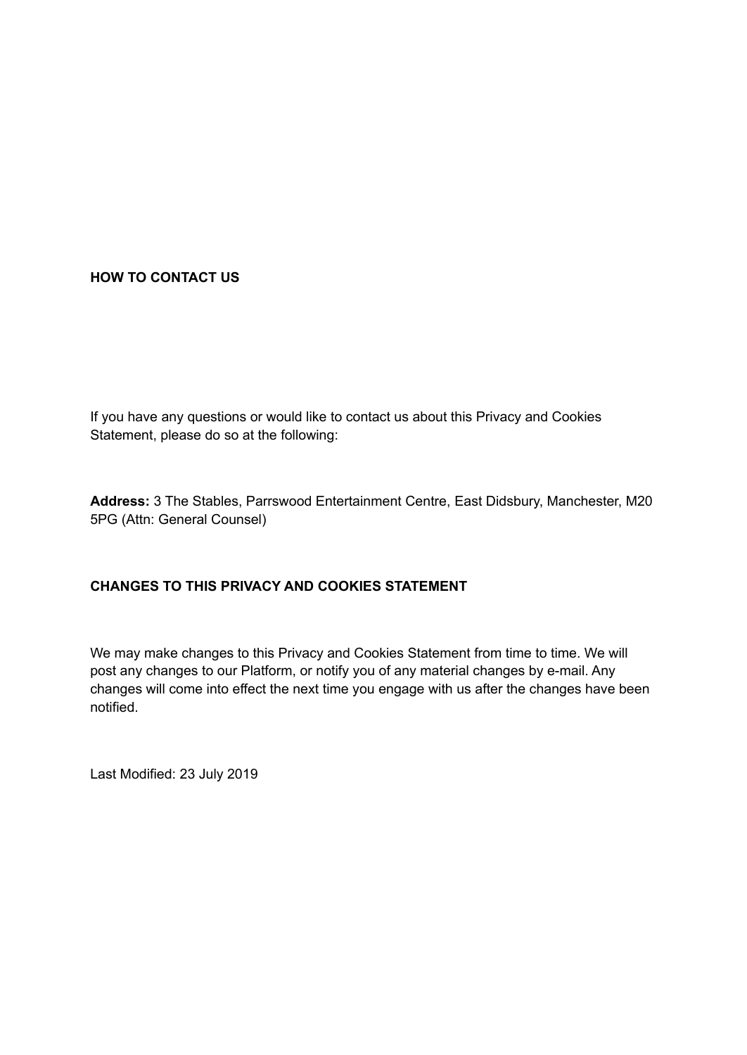## HOW TO CONTACT US

If you have any questions or would like to contact us about this Privacy and Cookies Statement, please do so at the following:

**Address:** 3 The Stables, Parrswood Entertainment Centre, East Didsbury, Manchester, M20 5PG (Attn: General Counsel)

## CHANGES TO THIS PRIVACY AND COOKIES STATEMENT

We may make changes to this Privacy and Cookies Statement from time to time. We will post any changes to our Platform, or notify you of any material changes by e-mail. Any changes will come into effect the next time you engage with us after the changes have been notified.

Last Modified: 23 July 2019